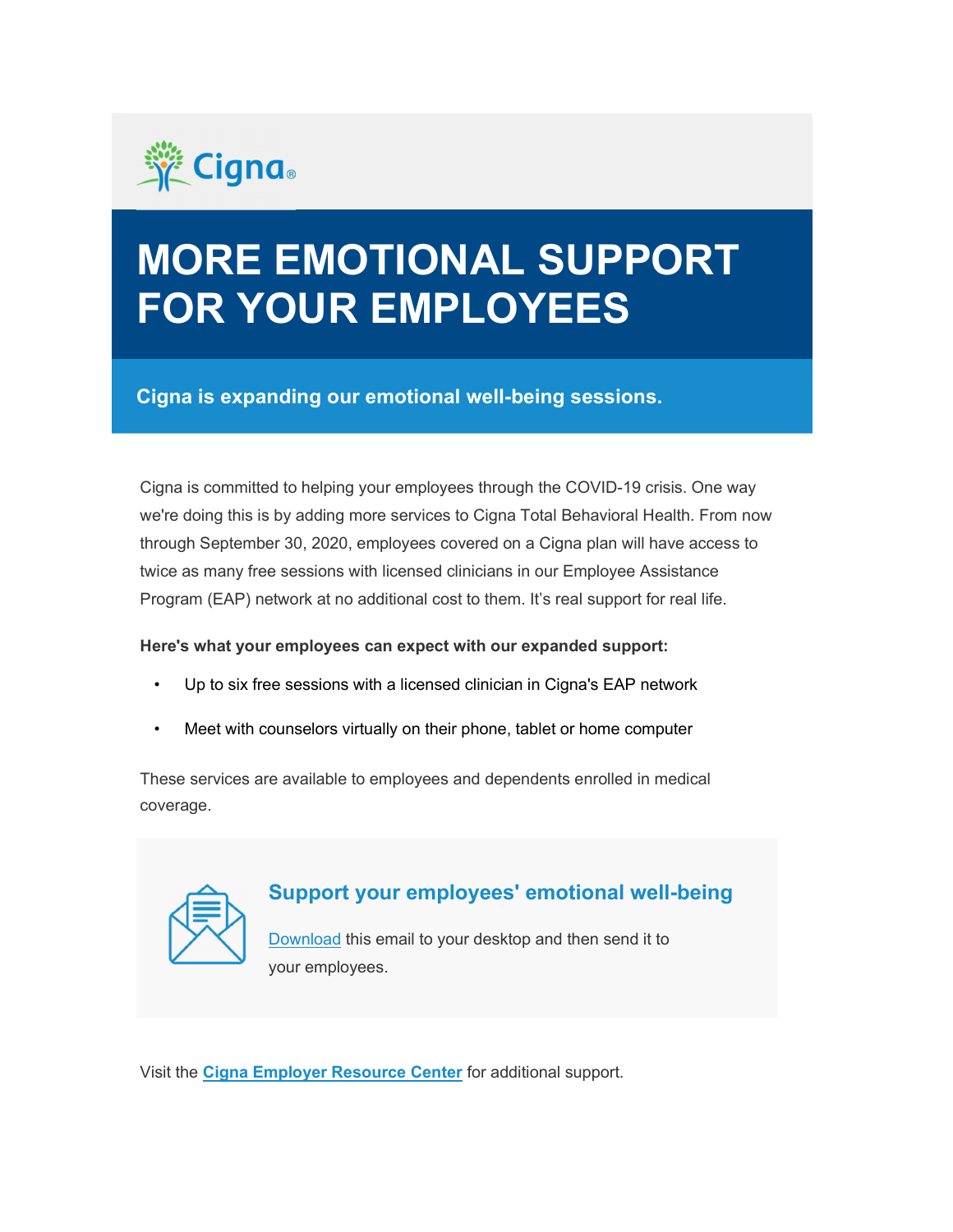# MORE EMOTIONAL SUPPORT FOR YOUR EMPLOYEES

## Cigna is expanding our emotional well-being sessions.

Cigna is committed to helping your employees through the COVID-19 crisis. One way we're doing this is by adding more services to Cigna Total Behavioral Health. From now through September 30, 2020, employees covered on a Cigna plan will have access to twice as many free sessions with licensed clinicians in our Employee Assistance Program (EAP) network at no additional cost to them. It's real support for real life.

**Here's what your employees can expect with our expanded support:**

- Up to six free sessions with a licensed clinician in Cigna's EAP network
- Meet with counselors virtually on their phone, tablet or home computer

These services are available to employees and dependents enrolled in medical coverage.

### Support your employees' emotional well-being

Download this email to your desktop and then send it to your employees.

Visit the **Cigna Employer Resource Center** for additional support.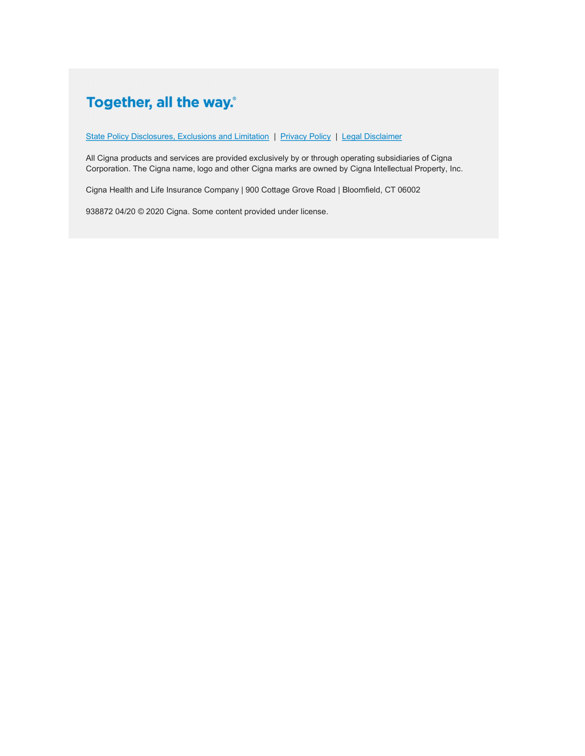**Together, all the way.®**

[State Policy Disclosures, Exclusions and Limitation](#) | [Privacy Policy](#) | [Legal Disclaimer](#)

All Cigna products and services are provided exclusively by or through operating subsidiaries of Cigna Corporation. The Cigna name, logo and other Cigna marks are owned by Cigna Intellectual Property, Inc.

Cigna Health and Life Insurance Company | 900 Cottage Grove Road | Bloomfield, CT 06002

938872 04/20 © 2020 Cigna. Some content provided under license.